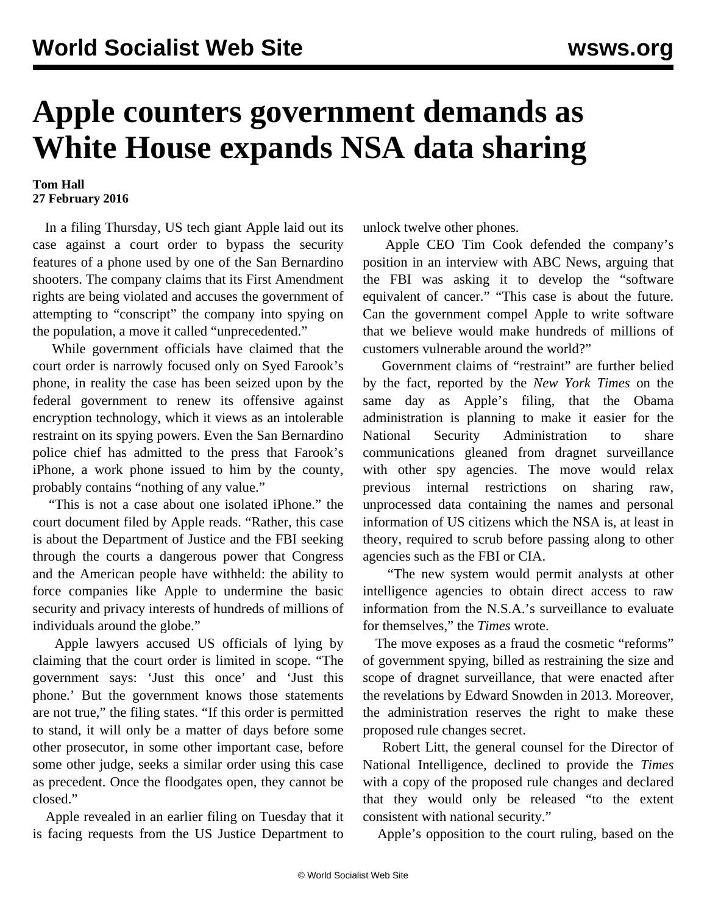# Apple counters government demands as White House expands NSA data sharing

**Tom Hall**
**27 February 2016**

In a filing Thursday, US tech giant Apple laid out its case against a court order to bypass the security features of a phone used by one of the San Bernardino shooters. The company claims that its First Amendment rights are being violated and accuses the government of attempting to "conscript" the company into spying on the population, a move it called "unprecedented."

While government officials have claimed that the court order is narrowly focused only on Syed Farook's phone, in reality the case has been seized upon by the federal government to renew its offensive against encryption technology, which it views as an intolerable restraint on its spying powers. Even the San Bernardino police chief has admitted to the press that Farook's iPhone, a work phone issued to him by the county, probably contains "nothing of any value."

"This is not a case about one isolated iPhone." the court document filed by Apple reads. "Rather, this case is about the Department of Justice and the FBI seeking through the courts a dangerous power that Congress and the American people have withheld: the ability to force companies like Apple to undermine the basic security and privacy interests of hundreds of millions of individuals around the globe."

Apple lawyers accused US officials of lying by claiming that the court order is limited in scope. "The government says: 'Just this once' and 'Just this phone.' But the government knows those statements are not true," the filing states. "If this order is permitted to stand, it will only be a matter of days before some other prosecutor, in some other important case, before some other judge, seeks a similar order using this case as precedent. Once the floodgates open, they cannot be closed."

Apple revealed in an earlier filing on Tuesday that it is facing requests from the US Justice Department to unlock twelve other phones.

Apple CEO Tim Cook defended the company's position in an interview with ABC News, arguing that the FBI was asking it to develop the "software equivalent of cancer." "This case is about the future. Can the government compel Apple to write software that we believe would make hundreds of millions of customers vulnerable around the world?"

Government claims of "restraint" are further belied by the fact, reported by the *New York Times* on the same day as Apple's filing, that the Obama administration is planning to make it easier for the National Security Administration to share communications gleaned from dragnet surveillance with other spy agencies. The move would relax previous internal restrictions on sharing raw, unprocessed data containing the names and personal information of US citizens which the NSA is, at least in theory, required to scrub before passing along to other agencies such as the FBI or CIA.

"The new system would permit analysts at other intelligence agencies to obtain direct access to raw information from the N.S.A.'s surveillance to evaluate for themselves," the *Times* wrote.

The move exposes as a fraud the cosmetic "reforms" of government spying, billed as restraining the size and scope of dragnet surveillance, that were enacted after the revelations by Edward Snowden in 2013. Moreover, the administration reserves the right to make these proposed rule changes secret.

Robert Litt, the general counsel for the Director of National Intelligence, declined to provide the *Times* with a copy of the proposed rule changes and declared that they would only be released "to the extent consistent with national security."

Apple's opposition to the court ruling, based on the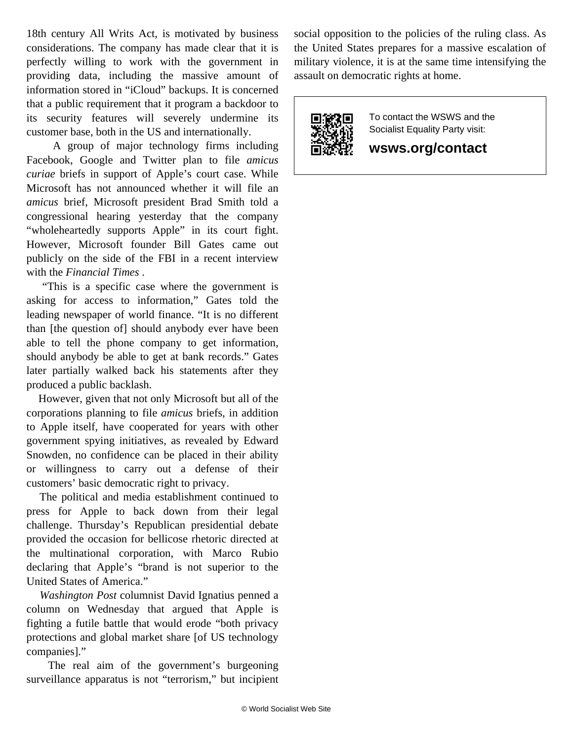18th century All Writs Act, is motivated by business considerations. The company has made clear that it is perfectly willing to work with the government in providing data, including the massive amount of information stored in "iCloud" backups. It is concerned that a public requirement that it program a backdoor to its security features will severely undermine its customer base, both in the US and internationally.

A group of major technology firms including Facebook, Google and Twitter plan to file *amicus curiae* briefs in support of Apple's court case. While Microsoft has not announced whether it will file an *amicus* brief, Microsoft president Brad Smith told a congressional hearing yesterday that the company "wholeheartedly supports Apple" in its court fight. However, Microsoft founder Bill Gates came out publicly on the side of the FBI in a recent interview with the *Financial Times* .

"This is a specific case where the government is asking for access to information," Gates told the leading newspaper of world finance. "It is no different than [the question of] should anybody ever have been able to tell the phone company to get information, should anybody be able to get at bank records." Gates later partially walked back his statements after they produced a public backlash.

However, given that not only Microsoft but all of the corporations planning to file *amicus* briefs, in addition to Apple itself, have cooperated for years with other government spying initiatives, as revealed by Edward Snowden, no confidence can be placed in their ability or willingness to carry out a defense of their customers' basic democratic right to privacy.

The political and media establishment continued to press for Apple to back down from their legal challenge. Thursday's Republican presidential debate provided the occasion for bellicose rhetoric directed at the multinational corporation, with Marco Rubio declaring that Apple's "brand is not superior to the United States of America."

*Washington Post* columnist David Ignatius penned a column on Wednesday that argued that Apple is fighting a futile battle that would erode "both privacy protections and global market share [of US technology companies]."

The real aim of the government's burgeoning surveillance apparatus is not "terrorism," but incipient social opposition to the policies of the ruling class. As the United States prepares for a massive escalation of military violence, it is at the same time intensifying the assault on democratic rights at home.

To contact the WSWS and the Socialist Equality Party visit:

**wsws.org/contact**